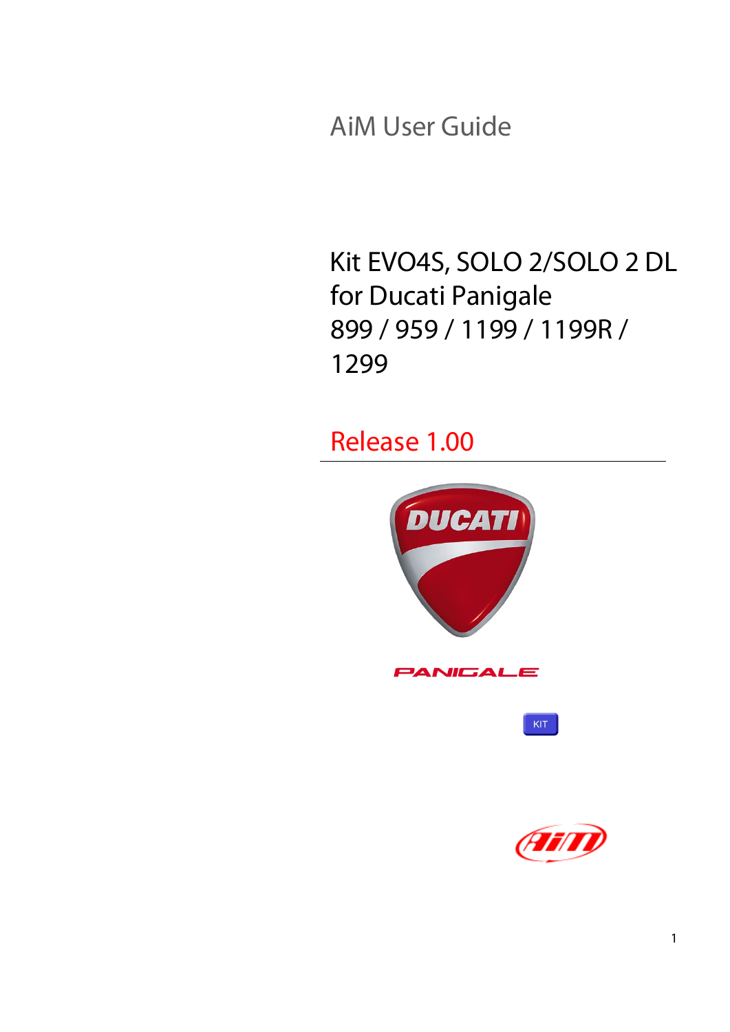AiM User Guide

# Kit EVO4S, SOLO 2/SOLO 2 DL for Ducati Panigale 899 / 959 / 1199 / 1199R / 1299

## Release 1.00

PANIGALE

KIT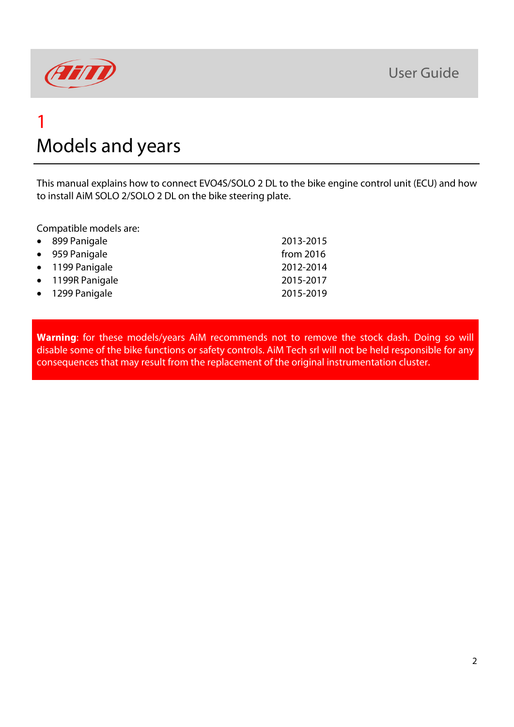# 1

# Models and years

This manual explains how to connect EVO4S/SOLO 2 DL to the bike engine control unit (ECU) and how to install AiM SOLO 2/SOLO 2 DL on the bike steering plate.

Compatible models are:

- 899 Panigale 2013-2015
- 959 Panigale from 2016
- 1199 Panigale 2012-2014
- 1199R Panigale 2015-2017
- 1299 Panigale 2015-2019

**Warning**: for these models/years AiM recommends not to remove the stock dash. Doing so will disable some of the bike functions or safety controls. AiM Tech srl will not be held responsible for any consequences that may result from the replacement of the original instrumentation cluster.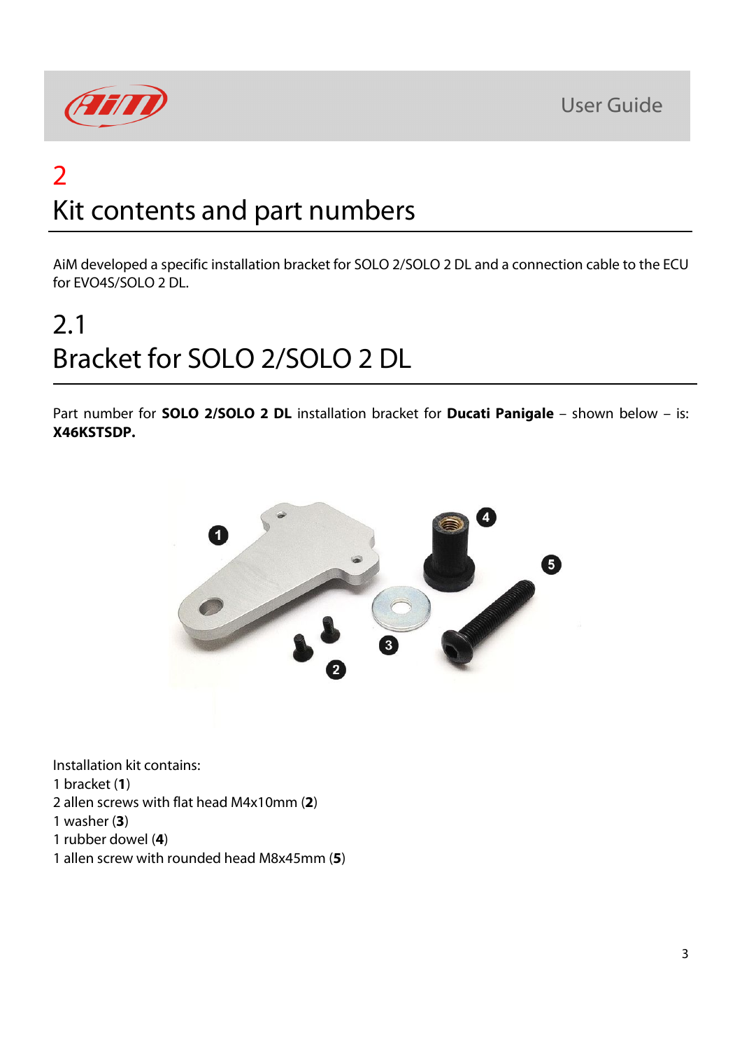# 2
# Kit contents and part numbers

AiM developed a specific installation bracket for SOLO 2/SOLO 2 DL and a connection cable to the ECU for EVO4S/SOLO 2 DL.

## 2.1
## Bracket for SOLO 2/SOLO 2 DL

Part number for **SOLO 2/SOLO 2 DL** installation bracket for **Ducati Panigale** – shown below – is: **X46KSTSDP.**

Installation kit contains:
1 bracket (**1**)
2 allen screws with flat head M4x10mm (**2**)
1 washer (**3**)
1 rubber dowel (**4**)
1 allen screw with rounded head M8x45mm (**5**)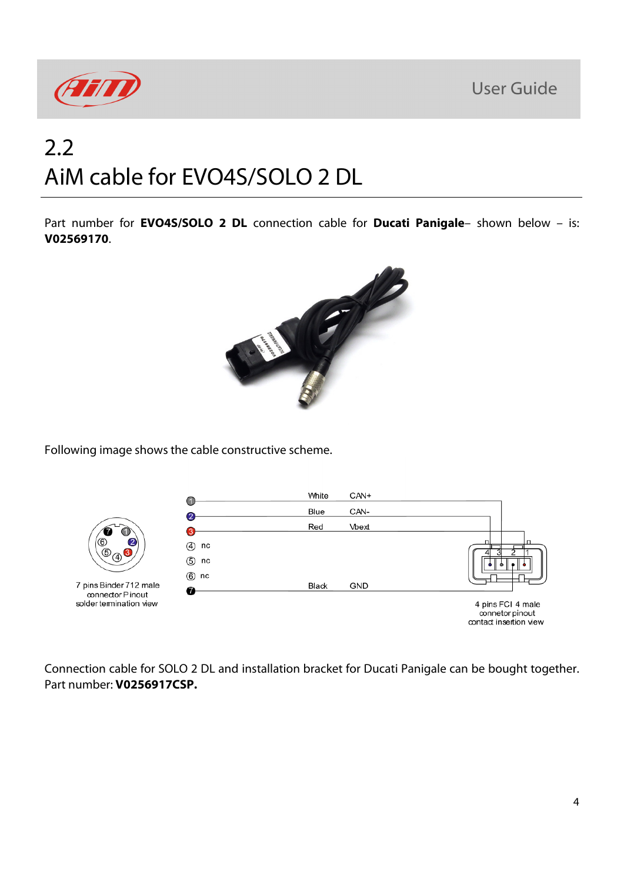## 2.2 AiM cable for EVO4S/SOLO 2 DL

Part number for **EVO4S/SOLO 2 DL** connection cable for **Ducati Panigale**– shown below – is: **V02569170**.

Following image shows the cable constructive scheme.

Connection cable for SOLO 2 DL and installation bracket for Ducati Panigale can be bought together. Part number: **V0256917CSP.**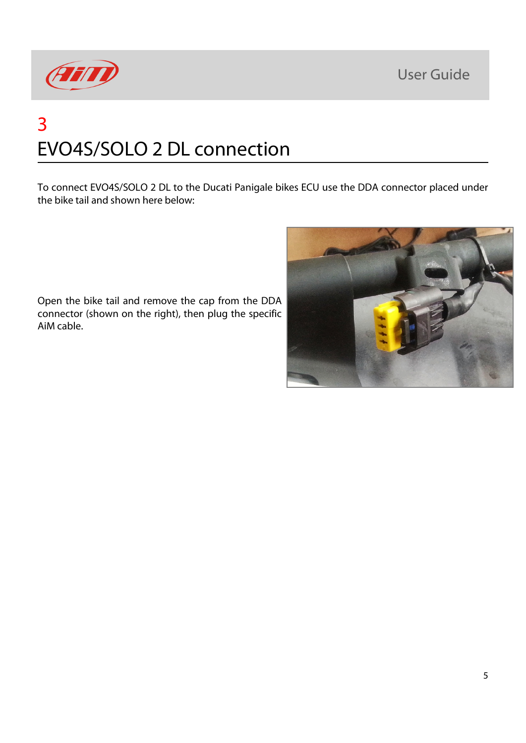# 3

# EVO4S/SOLO 2 DL connection

To connect EVO4S/SOLO 2 DL to the Ducati Panigale bikes ECU use the DDA connector placed under the bike tail and shown here below:

Open the bike tail and remove the cap from the DDA connector (shown on the right), then plug the specific AiM cable.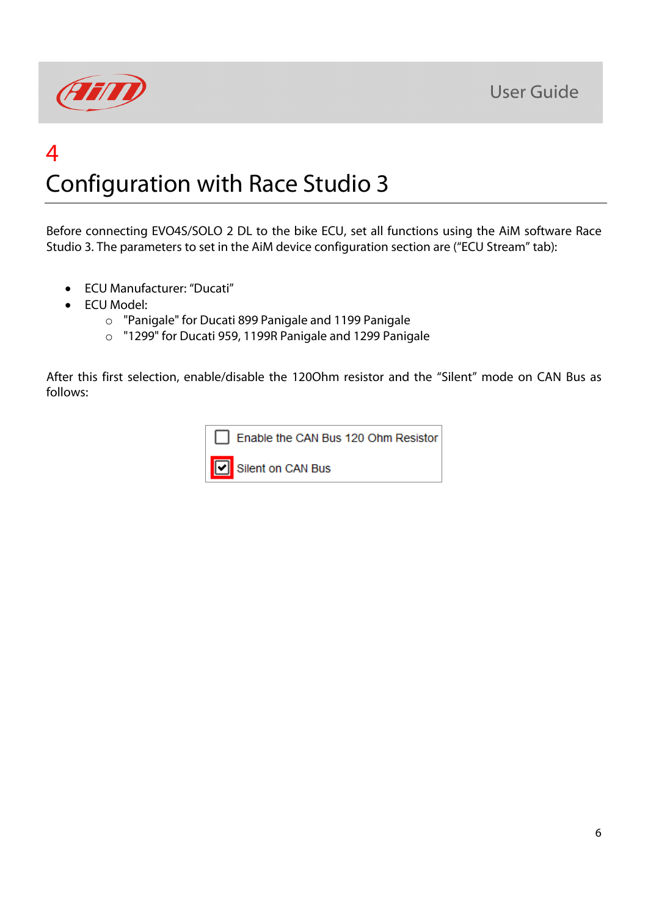# 4

# Configuration with Race Studio 3

Before connecting EVO4S/SOLO 2 DL to the bike ECU, set all functions using the AiM software Race Studio 3. The parameters to set in the AiM device configuration section are ("ECU Stream" tab):

- ECU Manufacturer: "Ducati"
- ECU Model:
  - "Panigale" for Ducati 899 Panigale and 1199 Panigale
  - "1299" for Ducati 959, 1199R Panigale and 1299 Panigale

After this first selection, enable/disable the 120Ohm resistor and the "Silent" mode on CAN Bus as follows:

- [ ] Enable the CAN Bus 120 Ohm Resistor
- [x] Silent on CAN Bus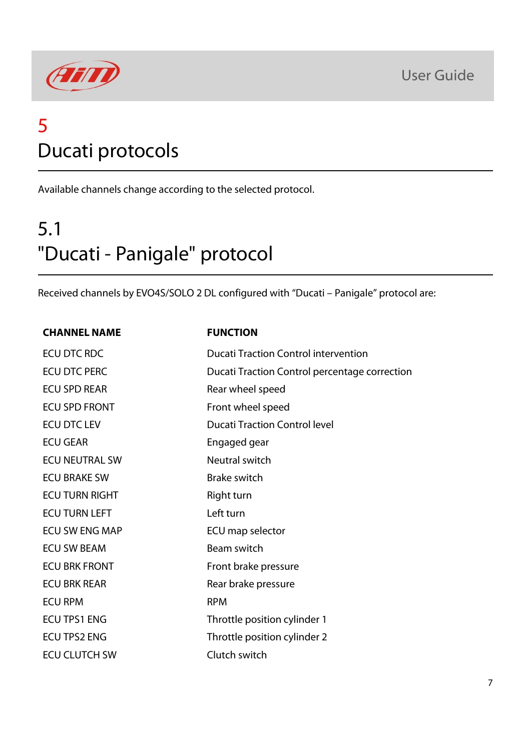# 5
# Ducati protocols

Available channels change according to the selected protocol.

## 5.1
## "Ducati - Panigale" protocol

Received channels by EVO4S/SOLO 2 DL configured with "Ducati – Panigale" protocol are:

| CHANNEL NAME | FUNCTION |
|---|---|
| ECU DTC RDC | Ducati Traction Control intervention |
| ECU DTC PERC | Ducati Traction Control percentage correction |
| ECU SPD REAR | Rear wheel speed |
| ECU SPD FRONT | Front wheel speed |
| ECU DTC LEV | Ducati Traction Control level |
| ECU GEAR | Engaged gear |
| ECU NEUTRAL SW | Neutral switch |
| ECU BRAKE SW | Brake switch |
| ECU TURN RIGHT | Right turn |
| ECU TURN LEFT | Left turn |
| ECU SW ENG MAP | ECU map selector |
| ECU SW BEAM | Beam switch |
| ECU BRK FRONT | Front brake pressure |
| ECU BRK REAR | Rear brake pressure |
| ECU RPM | RPM |
| ECU TPS1 ENG | Throttle position cylinder 1 |
| ECU TPS2 ENG | Throttle position cylinder 2 |
| ECU CLUTCH SW | Clutch switch |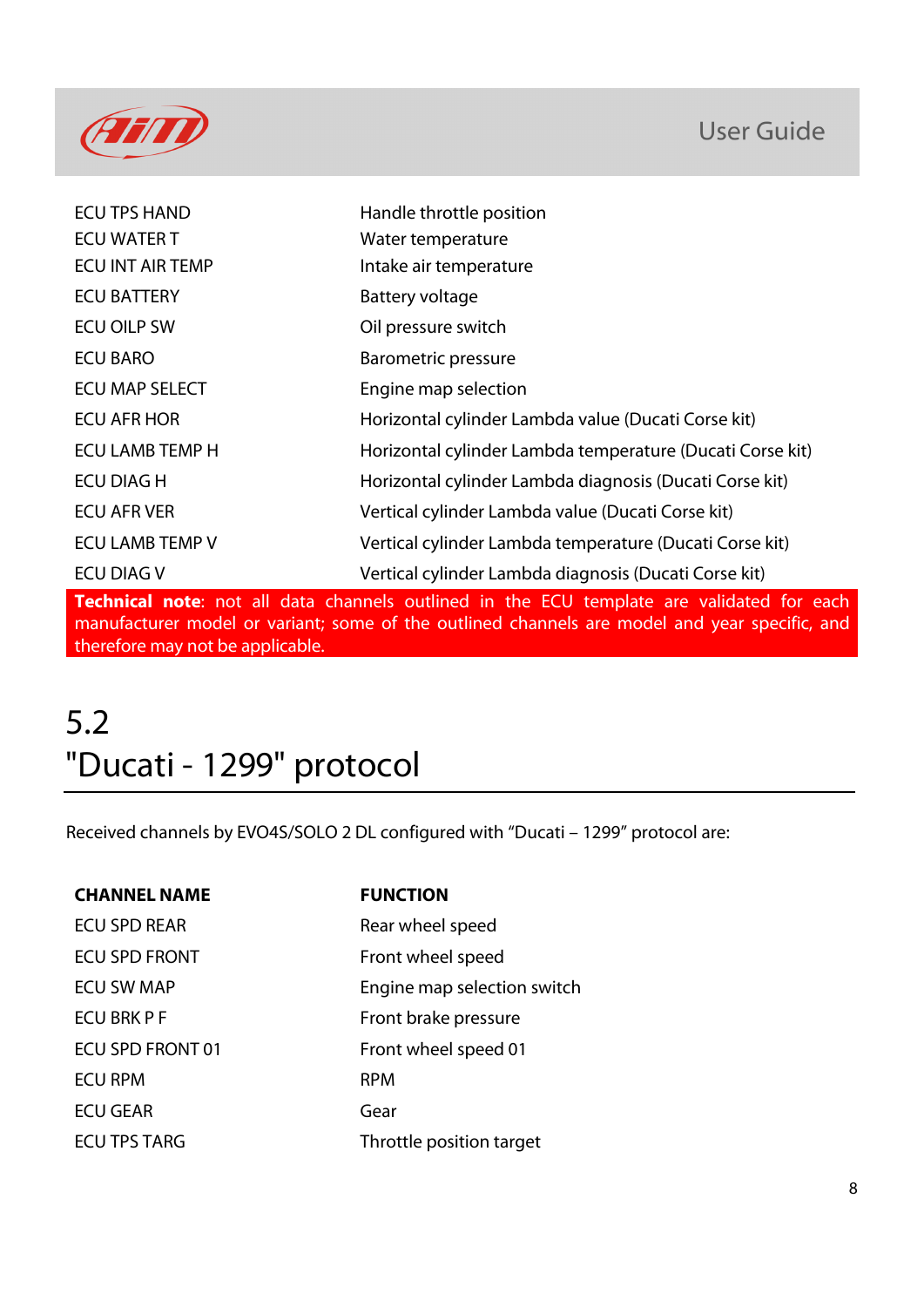| | |
|---|---|
| ECU TPS HAND | Handle throttle position |
| ECU WATER T | Water temperature |
| ECU INT AIR TEMP | Intake air temperature |
| ECU BATTERY | Battery voltage |
| ECU OILP SW | Oil pressure switch |
| ECU BARO | Barometric pressure |
| ECU MAP SELECT | Engine map selection |
| ECU AFR HOR | Horizontal cylinder Lambda value (Ducati Corse kit) |
| ECU LAMB TEMP H | Horizontal cylinder Lambda temperature (Ducati Corse kit) |
| ECU DIAG H | Horizontal cylinder Lambda diagnosis (Ducati Corse kit) |
| ECU AFR VER | Vertical cylinder Lambda value (Ducati Corse kit) |
| ECU LAMB TEMP V | Vertical cylinder Lambda temperature (Ducati Corse kit) |
| ECU DIAG V | Vertical cylinder Lambda diagnosis (Ducati Corse kit) |

**Technical note**: not all data channels outlined in the ECU template are validated for each manufacturer model or variant; some of the outlined channels are model and year specific, and therefore may not be applicable.

## 5.2 "Ducati - 1299" protocol

Received channels by EVO4S/SOLO 2 DL configured with "Ducati – 1299" protocol are:

| CHANNEL NAME | FUNCTION |
|---|---|
| ECU SPD REAR | Rear wheel speed |
| ECU SPD FRONT | Front wheel speed |
| ECU SW MAP | Engine map selection switch |
| ECU BRK P F | Front brake pressure |
| ECU SPD FRONT 01 | Front wheel speed 01 |
| ECU RPM | RPM |
| ECU GEAR | Gear |
| ECU TPS TARG | Throttle position target |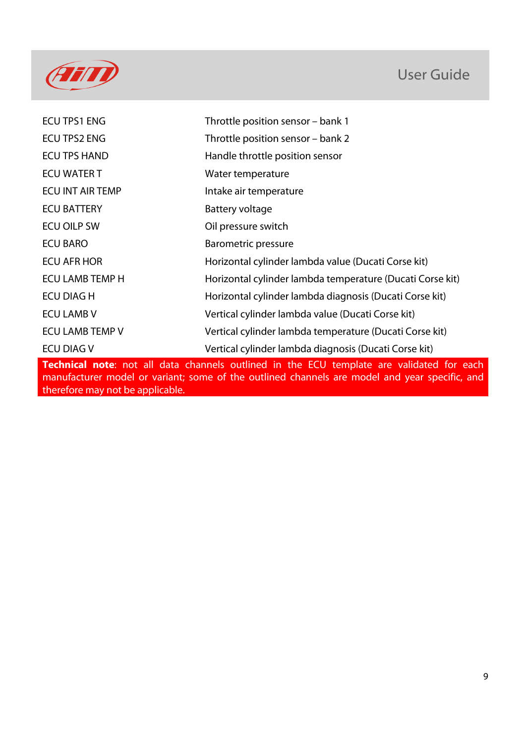| | |
|---|---|
| ECU TPS1 ENG | Throttle position sensor – bank 1 |
| ECU TPS2 ENG | Throttle position sensor – bank 2 |
| ECU TPS HAND | Handle throttle position sensor |
| ECU WATER T | Water temperature |
| ECU INT AIR TEMP | Intake air temperature |
| ECU BATTERY | Battery voltage |
| ECU OILP SW | Oil pressure switch |
| ECU BARO | Barometric pressure |
| ECU AFR HOR | Horizontal cylinder lambda value (Ducati Corse kit) |
| ECU LAMB TEMP H | Horizontal cylinder lambda temperature (Ducati Corse kit) |
| ECU DIAG H | Horizontal cylinder lambda diagnosis (Ducati Corse kit) |
| ECU LAMB V | Vertical cylinder lambda value (Ducati Corse kit) |
| ECU LAMB TEMP V | Vertical cylinder lambda temperature (Ducati Corse kit) |
| ECU DIAG V | Vertical cylinder lambda diagnosis (Ducati Corse kit) |

**Technical note**: not all data channels outlined in the ECU template are validated for each manufacturer model or variant; some of the outlined channels are model and year specific, and therefore may not be applicable.